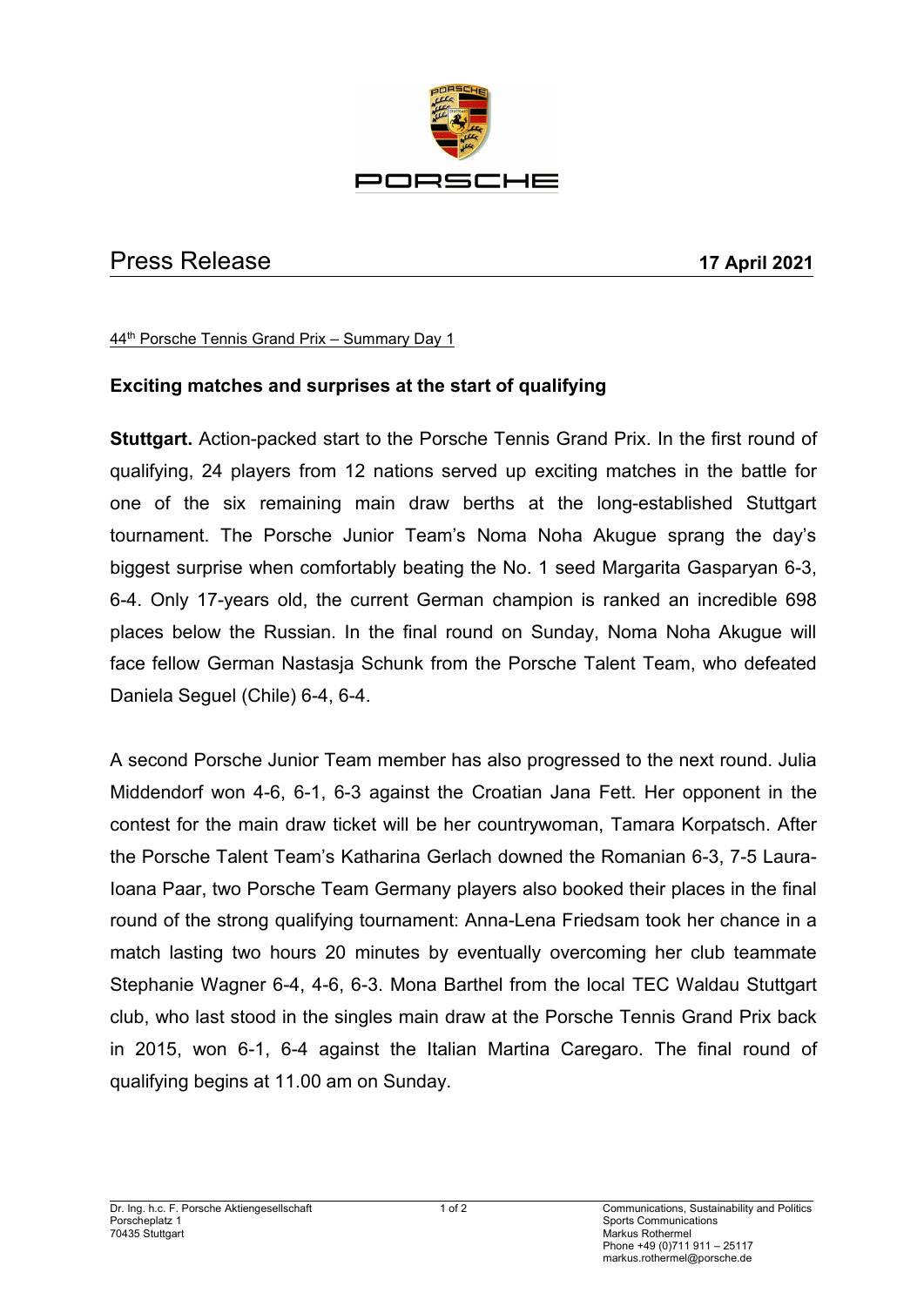PORSCHE

# Press Release

**17 April 2021**

44th Porsche Tennis Grand Prix – Summary Day 1

## Exciting matches and surprises at the start of qualifying

**Stuttgart.** Action-packed start to the Porsche Tennis Grand Prix. In the first round of qualifying, 24 players from 12 nations served up exciting matches in the battle for one of the six remaining main draw berths at the long-established Stuttgart tournament. The Porsche Junior Team's Noma Noha Akugue sprang the day's biggest surprise when comfortably beating the No. 1 seed Margarita Gasparyan 6-3, 6-4. Only 17-years old, the current German champion is ranked an incredible 698 places below the Russian. In the final round on Sunday, Noma Noha Akugue will face fellow German Nastasja Schunk from the Porsche Talent Team, who defeated Daniela Seguel (Chile) 6-4, 6-4.

A second Porsche Junior Team member has also progressed to the next round. Julia Middendorf won 4-6, 6-1, 6-3 against the Croatian Jana Fett. Her opponent in the contest for the main draw ticket will be her countrywoman, Tamara Korpatsch. After the Porsche Talent Team's Katharina Gerlach downed the Romanian 6-3, 7-5 Laura-Ioana Paar, two Porsche Team Germany players also booked their places in the final round of the strong qualifying tournament: Anna-Lena Friedsam took her chance in a match lasting two hours 20 minutes by eventually overcoming her club teammate Stephanie Wagner 6-4, 4-6, 6-3. Mona Barthel from the local TEC Waldau Stuttgart club, who last stood in the singles main draw at the Porsche Tennis Grand Prix back in 2015, won 6-1, 6-4 against the Italian Martina Caregaro. The final round of qualifying begins at 11.00 am on Sunday.

Dr. Ing. h.c. F. Porsche Aktiengesellschaft
Porscheplatz 1
70435 Stuttgart

Communications, Sustainability and Politics
Sports Communications
Markus Rothermel
Phone +49 (0)711 911 – 25117
markus.rothermel@porsche.de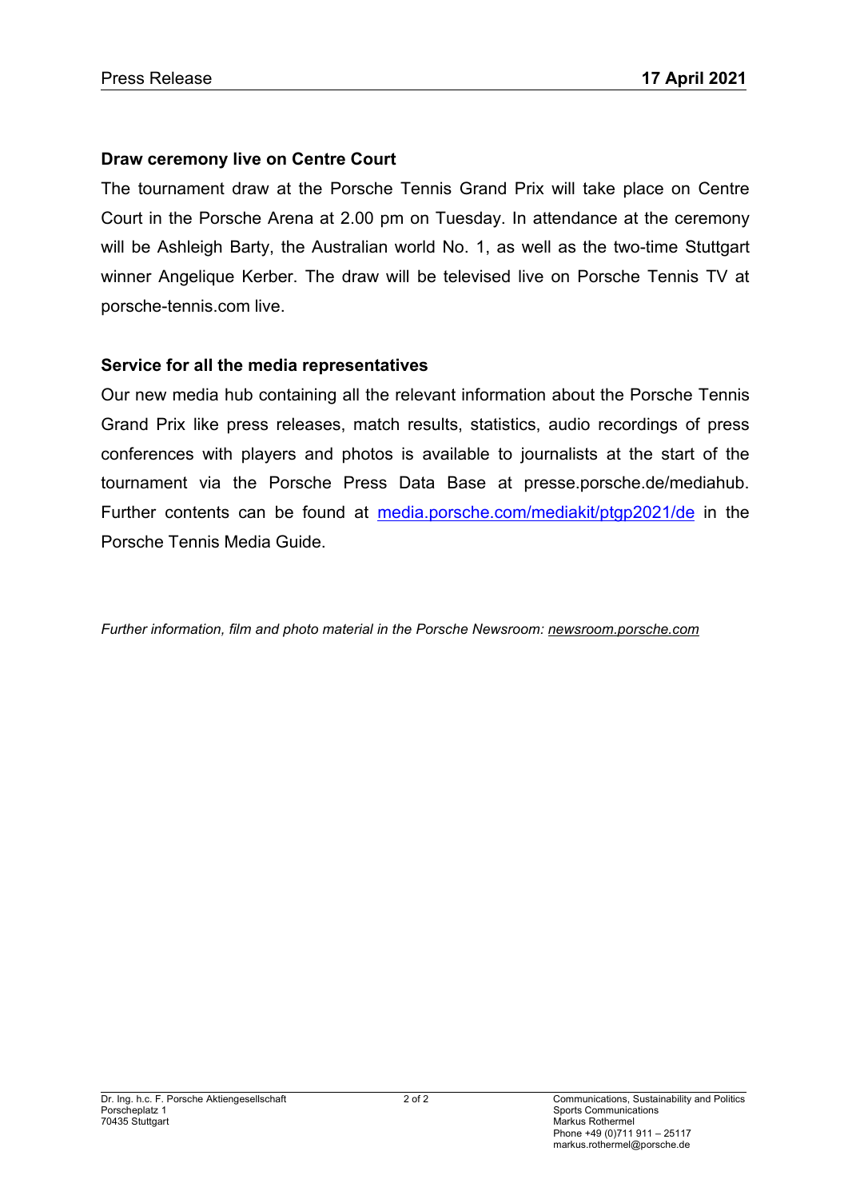### Draw ceremony live on Centre Court

The tournament draw at the Porsche Tennis Grand Prix will take place on Centre Court in the Porsche Arena at 2.00 pm on Tuesday. In attendance at the ceremony will be Ashleigh Barty, the Australian world No. 1, as well as the two-time Stuttgart winner Angelique Kerber. The draw will be televised live on Porsche Tennis TV at porsche-tennis.com live.

### Service for all the media representatives

Our new media hub containing all the relevant information about the Porsche Tennis Grand Prix like press releases, match results, statistics, audio recordings of press conferences with players and photos is available to journalists at the start of the tournament via the Porsche Press Data Base at presse.porsche.de/mediahub. Further contents can be found at media.porsche.com/mediakit/ptgp2021/de in the Porsche Tennis Media Guide.

*Further information, film and photo material in the Porsche Newsroom: newsroom.porsche.com*

Dr. Ing. h.c. F. Porsche Aktiengesellschaft
Porscheplatz 1
70435 Stuttgart

Communications, Sustainability and Politics
Sports Communications
Markus Rothermel
Phone +49 (0)711 911 – 25117
markus.rothermel@porsche.de